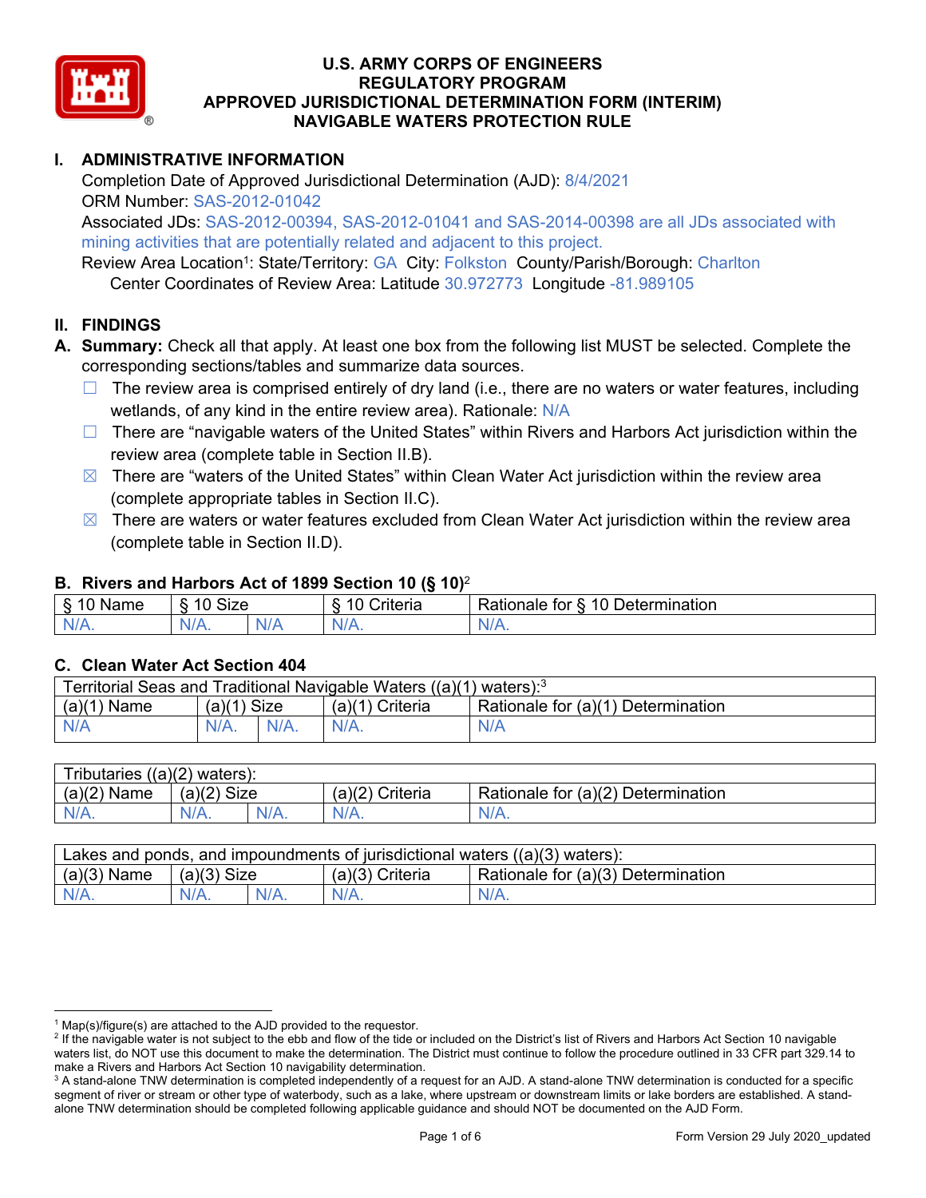# U.S. ARMY CORPS OF ENGINEERS
# REGULATORY PROGRAM
# APPROVED JURISDICTIONAL DETERMINATION FORM (INTERIM)
# NAVIGABLE WATERS PROTECTION RULE

## I. ADMINISTRATIVE INFORMATION

Completion Date of Approved Jurisdictional Determination (AJD): 8/4/2021

ORM Number: SAS-2012-01042

Associated JDs: SAS-2012-00394, SAS-2012-01041 and SAS-2014-00398 are all JDs associated with mining activities that are potentially related and adjacent to this project.

Review Area Location[1]: State/Territory: GA City: Folkston County/Parish/Borough: Charlton

Center Coordinates of Review Area: Latitude 30.972773 Longitude -81.989105

## II. FINDINGS

**A. Summary:** Check all that apply. At least one box from the following list MUST be selected. Complete the corresponding sections/tables and summarize data sources.

- ☐ The review area is comprised entirely of dry land (i.e., there are no waters or water features, including wetlands, of any kind in the entire review area). Rationale: N/A
- ☐ There are "navigable waters of the United States" within Rivers and Harbors Act jurisdiction within the review area (complete table in Section II.B).
- ☒ There are "waters of the United States" within Clean Water Act jurisdiction within the review area (complete appropriate tables in Section II.C).
- ☒ There are waters or water features excluded from Clean Water Act jurisdiction within the review area (complete table in Section II.D).

### B. Rivers and Harbors Act of 1899 Section 10 (§ 10)[2]

| § 10 Name | § 10 Size | | § 10 Criteria | Rationale for § 10 Determination |
|---|---|---|---|---|
| N/A. | N/A. | N/A | N/A. | N/A. |

### C. Clean Water Act Section 404

| Territorial Seas and Traditional Navigable Waters ((a)(1) waters):[3] | | | | |
|---|---|---|---|---|
| (a)(1) Name | (a)(1) Size | | (a)(1) Criteria | Rationale for (a)(1) Determination |
| N/A | N/A. | N/A. | N/A. | N/A |

| Tributaries ((a)(2) waters): | | | | |
|---|---|---|---|---|
| (a)(2) Name | (a)(2) Size | | (a)(2) Criteria | Rationale for (a)(2) Determination |
| N/A. | N/A. | N/A. | N/A. | N/A. |

| Lakes and ponds, and impoundments of jurisdictional waters ((a)(3) waters): | | | | |
|---|---|---|---|---|
| (a)(3) Name | (a)(3) Size | | (a)(3) Criteria | Rationale for (a)(3) Determination |
| N/A. | N/A. | N/A. | N/A. | N/A. |

---

[1] Map(s)/figure(s) are attached to the AJD provided to the requestor.

[2] If the navigable water is not subject to the ebb and flow of the tide or included on the District's list of Rivers and Harbors Act Section 10 navigable waters list, do NOT use this document to make the determination. The District must continue to follow the procedure outlined in 33 CFR part 329.14 to make a Rivers and Harbors Act Section 10 navigability determination.

[3] A stand-alone TNW determination is completed independently of a request for an AJD. A stand-alone TNW determination is conducted for a specific segment of river or stream or other type of waterbody, such as a lake, where upstream or downstream limits or lake borders are established. A stand-alone TNW determination should be completed following applicable guidance and should NOT be documented on the AJD Form.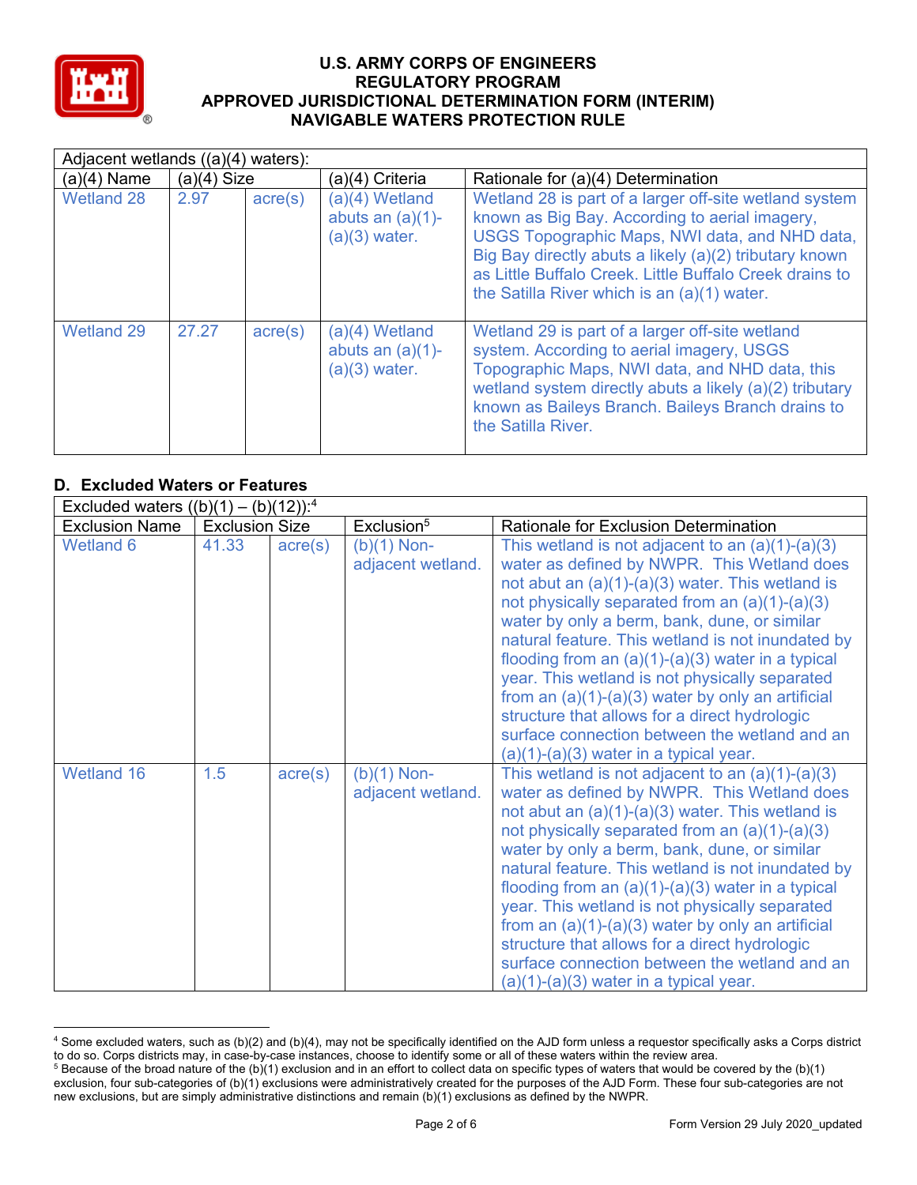| Adjacent wetlands ((a)(4) waters): | | | | |
|---|---|---|---|---|
| (a)(4) Name | (a)(4) Size | | (a)(4) Criteria | Rationale for (a)(4) Determination |
| Wetland 28 | 2.97 | acre(s) | (a)(4) Wetland abuts an (a)(1)-(a)(3) water. | Wetland 28 is part of a larger off-site wetland system known as Big Bay. According to aerial imagery, USGS Topographic Maps, NWI data, and NHD data, Big Bay directly abuts a likely (a)(2) tributary known as Little Buffalo Creek. Little Buffalo Creek drains to the Satilla River which is an (a)(1) water. |
| Wetland 29 | 27.27 | acre(s) | (a)(4) Wetland abuts an (a)(1)-(a)(3) water. | Wetland 29 is part of a larger off-site wetland system. According to aerial imagery, USGS Topographic Maps, NWI data, and NHD data, this wetland system directly abuts a likely (a)(2) tributary known as Baileys Branch. Baileys Branch drains to the Satilla River. |

## D. Excluded Waters or Features

| Excluded waters ((b)(1) – (b)(12)):[4] | | | | |
|---|---|---|---|---|
| Exclusion Name | Exclusion Size | | Exclusion[5] | Rationale for Exclusion Determination |
| Wetland 6 | 41.33 | acre(s) | (b)(1) Non-adjacent wetland. | This wetland is not adjacent to an (a)(1)-(a)(3) water as defined by NWPR. This Wetland does not abut an (a)(1)-(a)(3) water. This wetland is not physically separated from an (a)(1)-(a)(3) water by only a berm, bank, dune, or similar natural feature. This wetland is not inundated by flooding from an (a)(1)-(a)(3) water in a typical year. This wetland is not physically separated from an (a)(1)-(a)(3) water by only an artificial structure that allows for a direct hydrologic surface connection between the wetland and an (a)(1)-(a)(3) water in a typical year. |
| Wetland 16 | 1.5 | acre(s) | (b)(1) Non-adjacent wetland. | This wetland is not adjacent to an (a)(1)-(a)(3) water as defined by NWPR. This Wetland does not abut an (a)(1)-(a)(3) water. This wetland is not physically separated from an (a)(1)-(a)(3) water by only a berm, bank, dune, or similar natural feature. This wetland is not inundated by flooding from an (a)(1)-(a)(3) water in a typical year. This wetland is not physically separated from an (a)(1)-(a)(3) water by only an artificial structure that allows for a direct hydrologic surface connection between the wetland and an (a)(1)-(a)(3) water in a typical year. |

[4] Some excluded waters, such as (b)(2) and (b)(4), may not be specifically identified on the AJD form unless a requestor specifically asks a Corps district to do so. Corps districts may, in case-by-case instances, choose to identify some or all of these waters within the review area.

[5] Because of the broad nature of the (b)(1) exclusion and in an effort to collect data on specific types of waters that would be covered by the (b)(1) exclusion, four sub-categories of (b)(1) exclusions were administratively created for the purposes of the AJD Form. These four sub-categories are not new exclusions, but are simply administrative distinctions and remain (b)(1) exclusions as defined by the NWPR.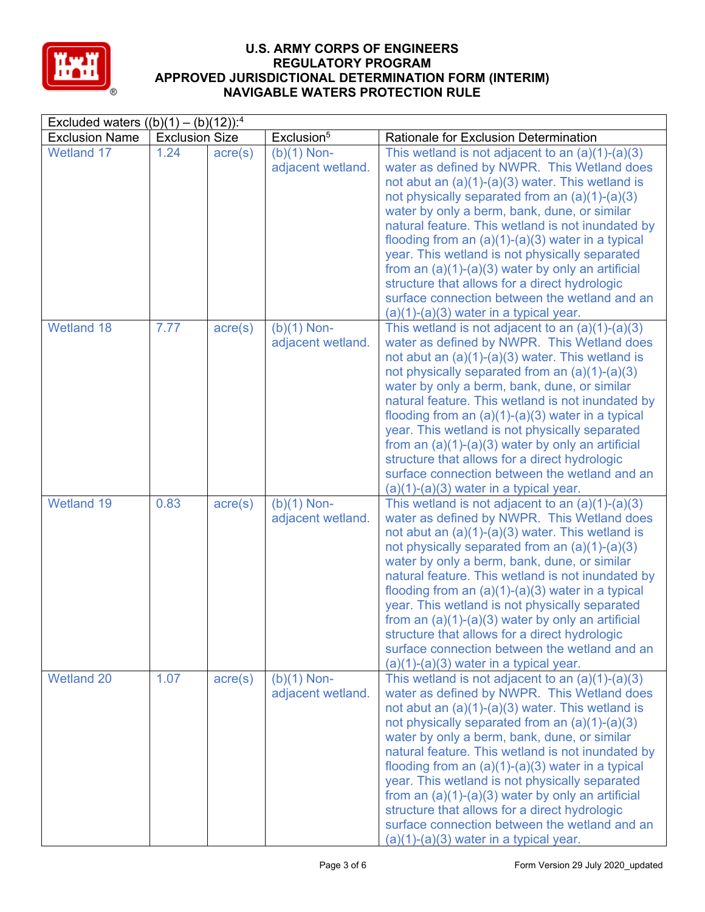**U.S. ARMY CORPS OF ENGINEERS**
**REGULATORY PROGRAM**
**APPROVED JURISDICTIONAL DETERMINATION FORM (INTERIM)**
**NAVIGABLE WATERS PROTECTION RULE**

| Excluded waters ((b)(1) – (b)(12)):[4] | | | | |
|---|---|---|---|---|
| Exclusion Name | Exclusion Size | | Exclusion[5] | Rationale for Exclusion Determination |
| Wetland 17 | 1.24 | acre(s) | (b)(1) Non-adjacent wetland. | This wetland is not adjacent to an (a)(1)-(a)(3) water as defined by NWPR. This Wetland does not abut an (a)(1)-(a)(3) water. This wetland is not physically separated from an (a)(1)-(a)(3) water by only a berm, bank, dune, or similar natural feature. This wetland is not inundated by flooding from an (a)(1)-(a)(3) water in a typical year. This wetland is not physically separated from an (a)(1)-(a)(3) water by only an artificial structure that allows for a direct hydrologic surface connection between the wetland and an (a)(1)-(a)(3) water in a typical year. |
| Wetland 18 | 7.77 | acre(s) | (b)(1) Non-adjacent wetland. | This wetland is not adjacent to an (a)(1)-(a)(3) water as defined by NWPR. This Wetland does not abut an (a)(1)-(a)(3) water. This wetland is not physically separated from an (a)(1)-(a)(3) water by only a berm, bank, dune, or similar natural feature. This wetland is not inundated by flooding from an (a)(1)-(a)(3) water in a typical year. This wetland is not physically separated from an (a)(1)-(a)(3) water by only an artificial structure that allows for a direct hydrologic surface connection between the wetland and an (a)(1)-(a)(3) water in a typical year. |
| Wetland 19 | 0.83 | acre(s) | (b)(1) Non-adjacent wetland. | This wetland is not adjacent to an (a)(1)-(a)(3) water as defined by NWPR. This Wetland does not abut an (a)(1)-(a)(3) water. This wetland is not physically separated from an (a)(1)-(a)(3) water by only a berm, bank, dune, or similar natural feature. This wetland is not inundated by flooding from an (a)(1)-(a)(3) water in a typical year. This wetland is not physically separated from an (a)(1)-(a)(3) water by only an artificial structure that allows for a direct hydrologic surface connection between the wetland and an (a)(1)-(a)(3) water in a typical year. |
| Wetland 20 | 1.07 | acre(s) | (b)(1) Non-adjacent wetland. | This wetland is not adjacent to an (a)(1)-(a)(3) water as defined by NWPR. This Wetland does not abut an (a)(1)-(a)(3) water. This wetland is not physically separated from an (a)(1)-(a)(3) water by only a berm, bank, dune, or similar natural feature. This wetland is not inundated by flooding from an (a)(1)-(a)(3) water in a typical year. This wetland is not physically separated from an (a)(1)-(a)(3) water by only an artificial structure that allows for a direct hydrologic surface connection between the wetland and an (a)(1)-(a)(3) water in a typical year. |

Form Version 29 July 2020_updated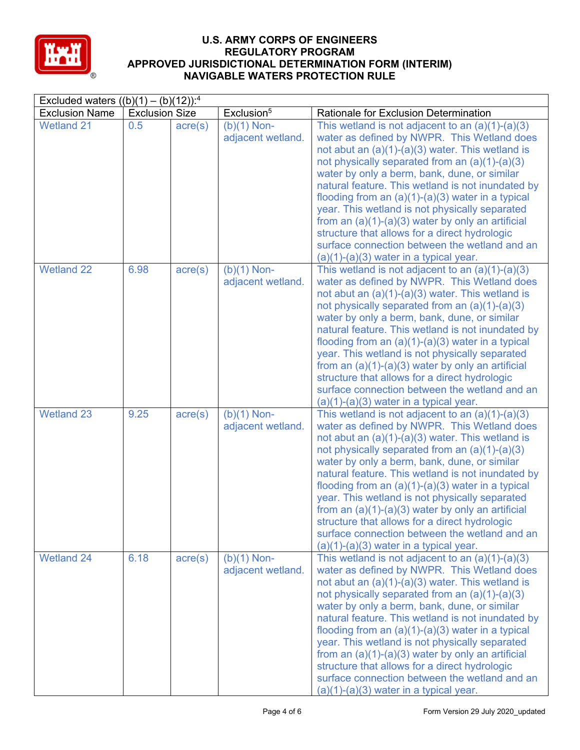# U.S. ARMY CORPS OF ENGINEERS
# REGULATORY PROGRAM
# APPROVED JURISDICTIONAL DETERMINATION FORM (INTERIM)
# NAVIGABLE WATERS PROTECTION RULE

| Excluded waters ((b)(1) – (b)(12)):[4] | | | | |
|---|---|---|---|---|
| Exclusion Name | Exclusion Size | | Exclusion[5] | Rationale for Exclusion Determination |
| Wetland 21 | 0.5 | acre(s) | (b)(1) Non-adjacent wetland. | This wetland is not adjacent to an (a)(1)-(a)(3) water as defined by NWPR. This Wetland does not abut an (a)(1)-(a)(3) water. This wetland is not physically separated from an (a)(1)-(a)(3) water by only a berm, bank, dune, or similar natural feature. This wetland is not inundated by flooding from an (a)(1)-(a)(3) water in a typical year. This wetland is not physically separated from an (a)(1)-(a)(3) water by only an artificial structure that allows for a direct hydrologic surface connection between the wetland and an (a)(1)-(a)(3) water in a typical year. |
| Wetland 22 | 6.98 | acre(s) | (b)(1) Non-adjacent wetland. | This wetland is not adjacent to an (a)(1)-(a)(3) water as defined by NWPR. This Wetland does not abut an (a)(1)-(a)(3) water. This wetland is not physically separated from an (a)(1)-(a)(3) water by only a berm, bank, dune, or similar natural feature. This wetland is not inundated by flooding from an (a)(1)-(a)(3) water in a typical year. This wetland is not physically separated from an (a)(1)-(a)(3) water by only an artificial structure that allows for a direct hydrologic surface connection between the wetland and an (a)(1)-(a)(3) water in a typical year. |
| Wetland 23 | 9.25 | acre(s) | (b)(1) Non-adjacent wetland. | This wetland is not adjacent to an (a)(1)-(a)(3) water as defined by NWPR. This Wetland does not abut an (a)(1)-(a)(3) water. This wetland is not physically separated from an (a)(1)-(a)(3) water by only a berm, bank, dune, or similar natural feature. This wetland is not inundated by flooding from an (a)(1)-(a)(3) water in a typical year. This wetland is not physically separated from an (a)(1)-(a)(3) water by only an artificial structure that allows for a direct hydrologic surface connection between the wetland and an (a)(1)-(a)(3) water in a typical year. |
| Wetland 24 | 6.18 | acre(s) | (b)(1) Non-adjacent wetland. | This wetland is not adjacent to an (a)(1)-(a)(3) water as defined by NWPR. This Wetland does not abut an (a)(1)-(a)(3) water. This wetland is not physically separated from an (a)(1)-(a)(3) water by only a berm, bank, dune, or similar natural feature. This wetland is not inundated by flooding from an (a)(1)-(a)(3) water in a typical year. This wetland is not physically separated from an (a)(1)-(a)(3) water by only an artificial structure that allows for a direct hydrologic surface connection between the wetland and an (a)(1)-(a)(3) water in a typical year. |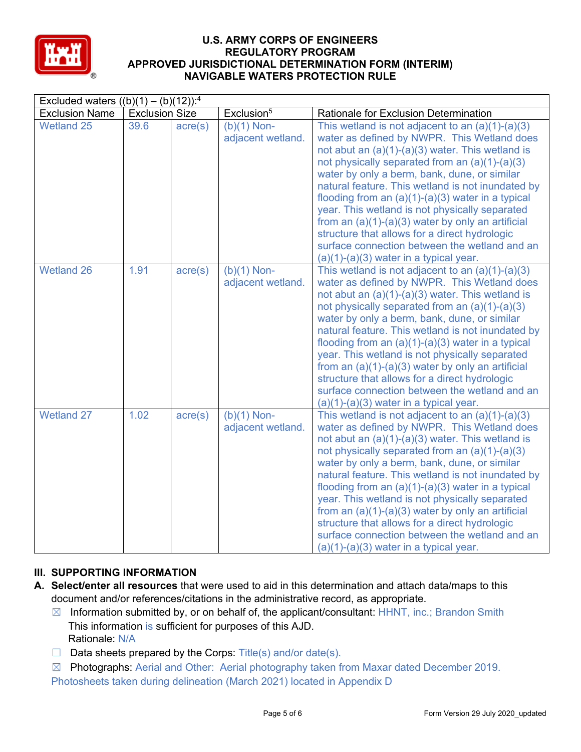Excluded waters ((b)(1) – (b)(12)):[4]

| Exclusion Name | Exclusion Size | | Exclusion[5] | Rationale for Exclusion Determination |
|---|---|---|---|---|
| Wetland 25 | 39.6 | acre(s) | (b)(1) Non-adjacent wetland. | This wetland is not adjacent to an (a)(1)-(a)(3) water as defined by NWPR. This Wetland does not abut an (a)(1)-(a)(3) water. This wetland is not physically separated from an (a)(1)-(a)(3) water by only a berm, bank, dune, or similar natural feature. This wetland is not inundated by flooding from an (a)(1)-(a)(3) water in a typical year. This wetland is not physically separated from an (a)(1)-(a)(3) water by only an artificial structure that allows for a direct hydrologic surface connection between the wetland and an (a)(1)-(a)(3) water in a typical year. |
| Wetland 26 | 1.91 | acre(s) | (b)(1) Non-adjacent wetland. | This wetland is not adjacent to an (a)(1)-(a)(3) water as defined by NWPR. This Wetland does not abut an (a)(1)-(a)(3) water. This wetland is not physically separated from an (a)(1)-(a)(3) water by only a berm, bank, dune, or similar natural feature. This wetland is not inundated by flooding from an (a)(1)-(a)(3) water in a typical year. This wetland is not physically separated from an (a)(1)-(a)(3) water by only an artificial structure that allows for a direct hydrologic surface connection between the wetland and an (a)(1)-(a)(3) water in a typical year. |
| Wetland 27 | 1.02 | acre(s) | (b)(1) Non-adjacent wetland. | This wetland is not adjacent to an (a)(1)-(a)(3) water as defined by NWPR. This Wetland does not abut an (a)(1)-(a)(3) water. This wetland is not physically separated from an (a)(1)-(a)(3) water by only a berm, bank, dune, or similar natural feature. This wetland is not inundated by flooding from an (a)(1)-(a)(3) water in a typical year. This wetland is not physically separated from an (a)(1)-(a)(3) water by only an artificial structure that allows for a direct hydrologic surface connection between the wetland and an (a)(1)-(a)(3) water in a typical year. |

## III. SUPPORTING INFORMATION

**A. Select/enter all resources** that were used to aid in this determination and attach data/maps to this document and/or references/citations in the administrative record, as appropriate.

☒ Information submitted by, or on behalf of, the applicant/consultant: HHNT, inc.; Brandon Smith
This information is sufficient for purposes of this AJD.
Rationale: N/A

☐ Data sheets prepared by the Corps: Title(s) and/or date(s).

☒ Photographs: Aerial and Other: Aerial photography taken from Maxar dated December 2019. Photosheets taken during delineation (March 2021) located in Appendix D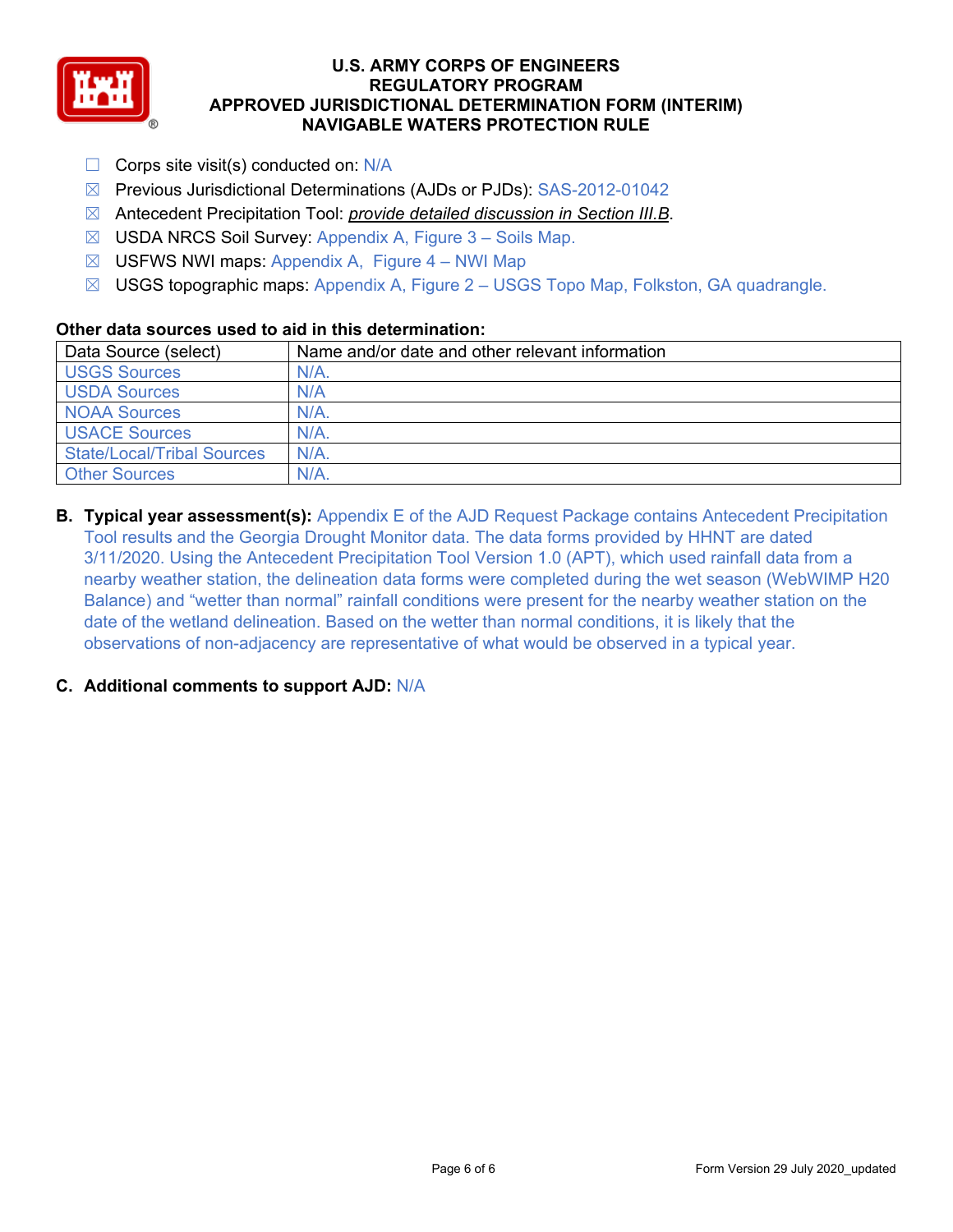- ☐ Corps site visit(s) conducted on: N/A
- ☒ Previous Jurisdictional Determinations (AJDs or PJDs): SAS-2012-01042
- ☒ Antecedent Precipitation Tool: *provide detailed discussion in Section III.B*.
- ☒ USDA NRCS Soil Survey: Appendix A, Figure 3 – Soils Map.
- ☒ USFWS NWI maps: Appendix A, Figure 4 – NWI Map
- ☒ USGS topographic maps: Appendix A, Figure 2 – USGS Topo Map, Folkston, GA quadrangle.

**Other data sources used to aid in this determination:**

| Data Source (select) | Name and/or date and other relevant information |
|---|---|
| USGS Sources | N/A. |
| USDA Sources | N/A |
| NOAA Sources | N/A. |
| USACE Sources | N/A. |
| State/Local/Tribal Sources | N/A. |
| Other Sources | N/A. |

**B. Typical year assessment(s):** Appendix E of the AJD Request Package contains Antecedent Precipitation Tool results and the Georgia Drought Monitor data. The data forms provided by HHNT are dated 3/11/2020. Using the Antecedent Precipitation Tool Version 1.0 (APT), which used rainfall data from a nearby weather station, the delineation data forms were completed during the wet season (WebWIMP H20 Balance) and "wetter than normal" rainfall conditions were present for the nearby weather station on the date of the wetland delineation. Based on the wetter than normal conditions, it is likely that the observations of non-adjacency are representative of what would be observed in a typical year.

**C. Additional comments to support AJD:** N/A